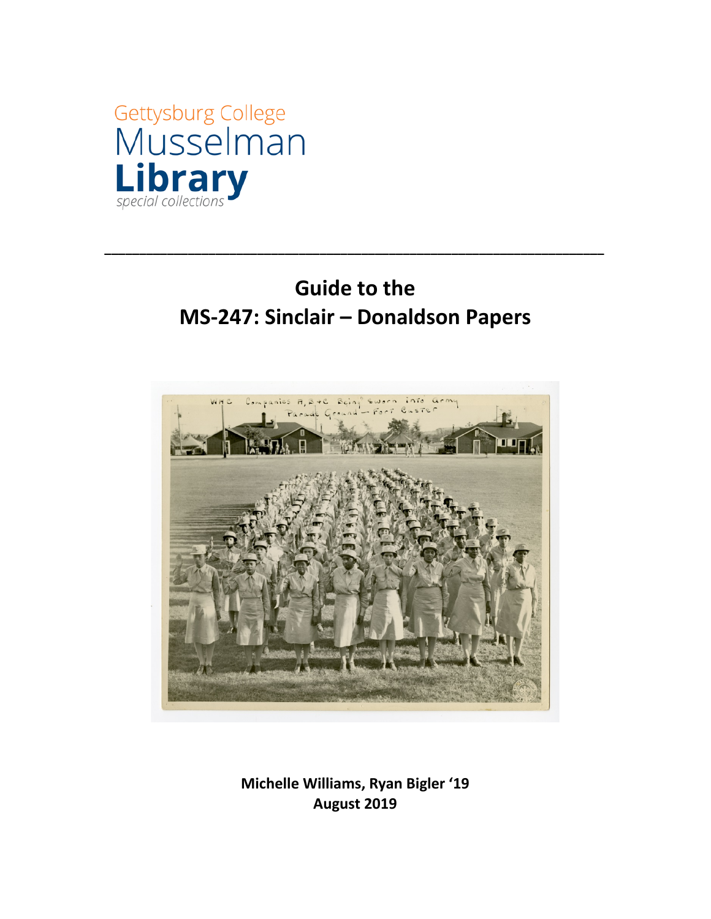Gettysburg College
Musselman
**Library**
*special collections*

---

# Guide to the MS-247: Sinclair – Donaldson Papers

**Michelle Williams, Ryan Bigler '19**
**August 2019**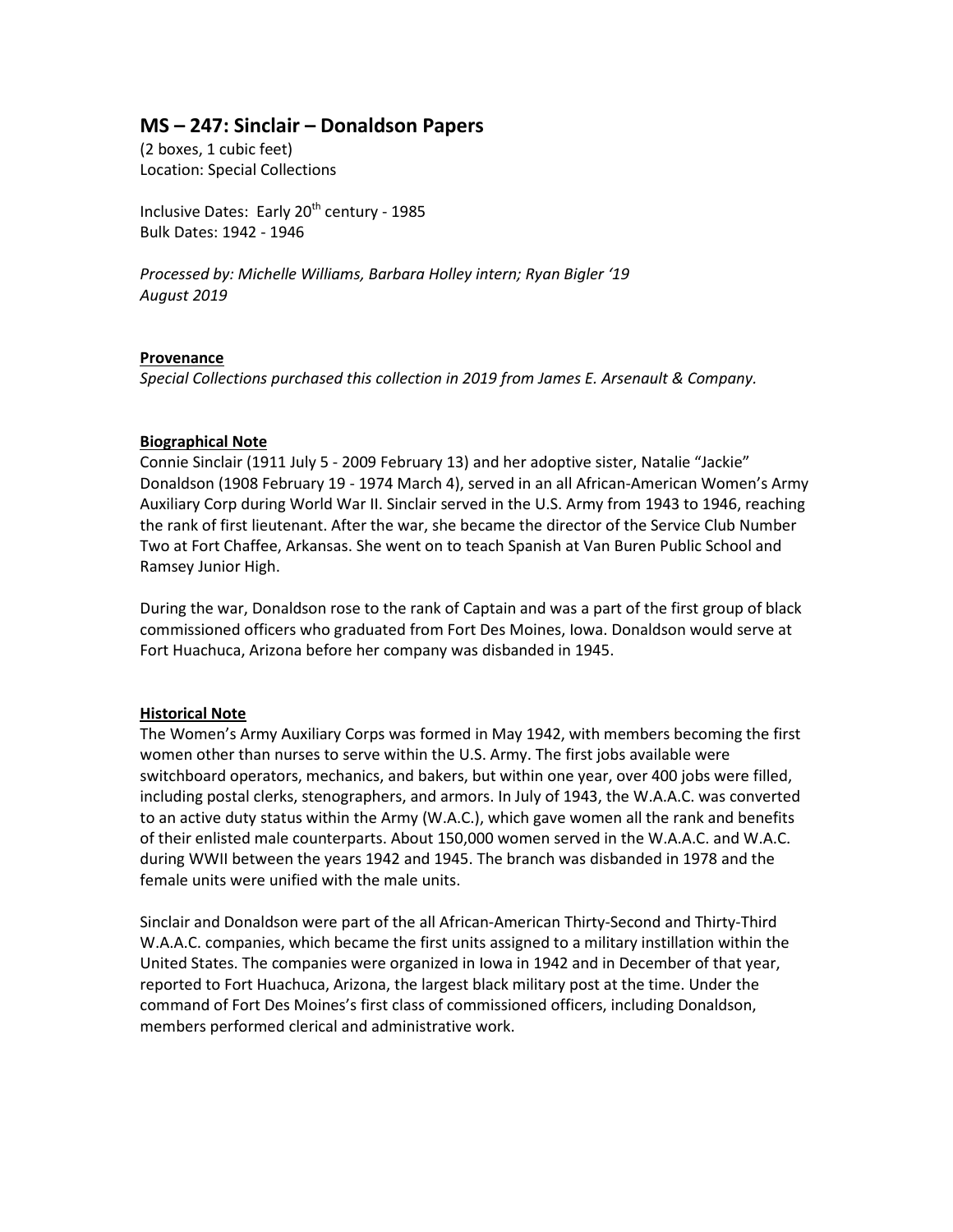## MS – 247: Sinclair – Donaldson Papers

(2 boxes, 1 cubic feet)
Location: Special Collections

Inclusive Dates: Early 20th century - 1985
Bulk Dates: 1942 - 1946

*Processed by: Michelle Williams, Barbara Holley intern; Ryan Bigler '19*
*August 2019*

**Provenance**

*Special Collections purchased this collection in 2019 from James E. Arsenault & Company.*

**Biographical Note**

Connie Sinclair (1911 July 5 - 2009 February 13) and her adoptive sister, Natalie "Jackie" Donaldson (1908 February 19 - 1974 March 4), served in an all African-American Women's Army Auxiliary Corp during World War II. Sinclair served in the U.S. Army from 1943 to 1946, reaching the rank of first lieutenant. After the war, she became the director of the Service Club Number Two at Fort Chaffee, Arkansas. She went on to teach Spanish at Van Buren Public School and Ramsey Junior High.

During the war, Donaldson rose to the rank of Captain and was a part of the first group of black commissioned officers who graduated from Fort Des Moines, Iowa. Donaldson would serve at Fort Huachuca, Arizona before her company was disbanded in 1945.

**Historical Note**

The Women's Army Auxiliary Corps was formed in May 1942, with members becoming the first women other than nurses to serve within the U.S. Army. The first jobs available were switchboard operators, mechanics, and bakers, but within one year, over 400 jobs were filled, including postal clerks, stenographers, and armors. In July of 1943, the W.A.A.C. was converted to an active duty status within the Army (W.A.C.), which gave women all the rank and benefits of their enlisted male counterparts. About 150,000 women served in the W.A.A.C. and W.A.C. during WWII between the years 1942 and 1945. The branch was disbanded in 1978 and the female units were unified with the male units.

Sinclair and Donaldson were part of the all African-American Thirty-Second and Thirty-Third W.A.A.C. companies, which became the first units assigned to a military instillation within the United States. The companies were organized in Iowa in 1942 and in December of that year, reported to Fort Huachuca, Arizona, the largest black military post at the time. Under the command of Fort Des Moines's first class of commissioned officers, including Donaldson, members performed clerical and administrative work.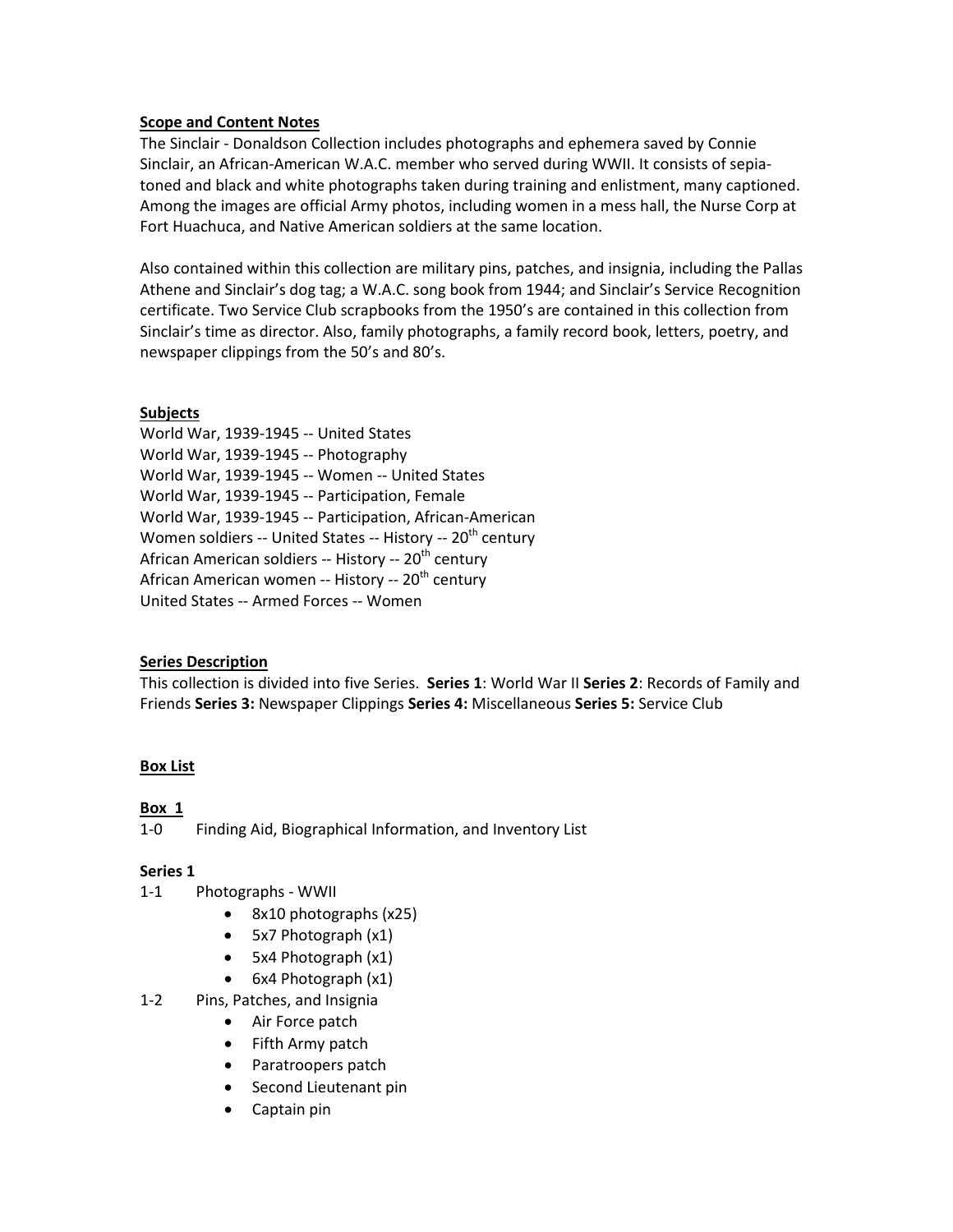**Scope and Content Notes**

The Sinclair - Donaldson Collection includes photographs and ephemera saved by Connie Sinclair, an African-American W.A.C. member who served during WWII. It consists of sepia-toned and black and white photographs taken during training and enlistment, many captioned. Among the images are official Army photos, including women in a mess hall, the Nurse Corp at Fort Huachuca, and Native American soldiers at the same location.

Also contained within this collection are military pins, patches, and insignia, including the Pallas Athene and Sinclair's dog tag; a W.A.C. song book from 1944; and Sinclair's Service Recognition certificate. Two Service Club scrapbooks from the 1950's are contained in this collection from Sinclair's time as director. Also, family photographs, a family record book, letters, poetry, and newspaper clippings from the 50's and 80's.

**Subjects**

World War, 1939-1945 -- United States
World War, 1939-1945 -- Photography
World War, 1939-1945 -- Women -- United States
World War, 1939-1945 -- Participation, Female
World War, 1939-1945 -- Participation, African-American
Women soldiers -- United States -- History -- 20th century
African American soldiers -- History -- 20th century
African American women -- History -- 20th century
United States -- Armed Forces -- Women

**Series Description**

This collection is divided into five Series. **Series 1**: World War II **Series 2**: Records of Family and Friends **Series 3:** Newspaper Clippings **Series 4:** Miscellaneous **Series 5:** Service Club

**Box List**

**Box 1**

1-0 Finding Aid, Biographical Information, and Inventory List

**Series 1**

1-1 Photographs - WWII
- 8x10 photographs (x25)
- 5x7 Photograph (x1)
- 5x4 Photograph (x1)
- 6x4 Photograph (x1)

1-2 Pins, Patches, and Insignia
- Air Force patch
- Fifth Army patch
- Paratroopers patch
- Second Lieutenant pin
- Captain pin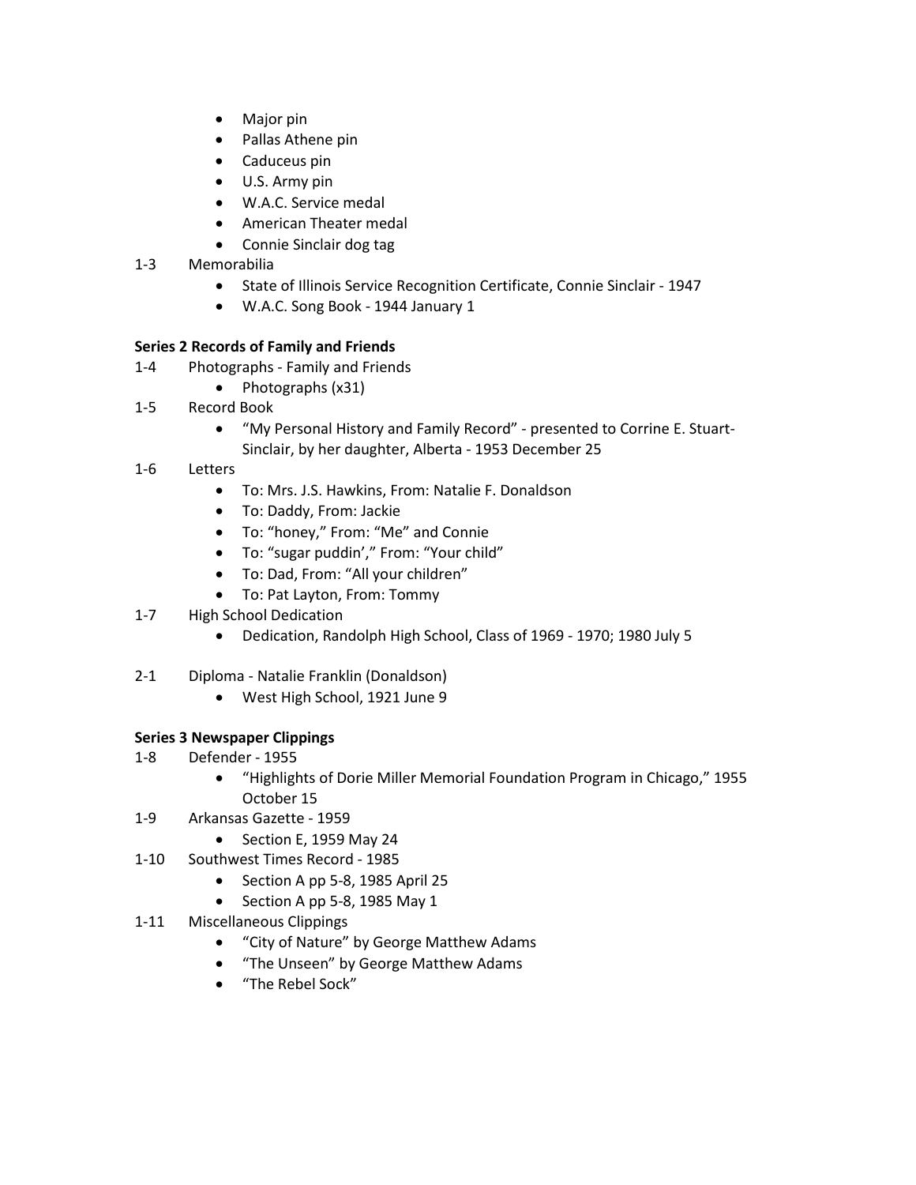- Major pin
- Pallas Athene pin
- Caduceus pin
- U.S. Army pin
- W.A.C. Service medal
- American Theater medal
- Connie Sinclair dog tag

1-3 Memorabilia
- State of Illinois Service Recognition Certificate, Connie Sinclair - 1947
- W.A.C. Song Book - 1944 January 1

**Series 2 Records of Family and Friends**

1-4 Photographs - Family and Friends
- Photographs (x31)

1-5 Record Book
- "My Personal History and Family Record" - presented to Corrine E. Stuart-Sinclair, by her daughter, Alberta - 1953 December 25

1-6 Letters
- To: Mrs. J.S. Hawkins, From: Natalie F. Donaldson
- To: Daddy, From: Jackie
- To: "honey," From: "Me" and Connie
- To: "sugar puddin'," From: "Your child"
- To: Dad, From: "All your children"
- To: Pat Layton, From: Tommy

1-7 High School Dedication
- Dedication, Randolph High School, Class of 1969 - 1970; 1980 July 5

2-1 Diploma - Natalie Franklin (Donaldson)
- West High School, 1921 June 9

**Series 3 Newspaper Clippings**

1-8 Defender - 1955
- "Highlights of Dorie Miller Memorial Foundation Program in Chicago," 1955 October 15

1-9 Arkansas Gazette - 1959
- Section E, 1959 May 24

1-10 Southwest Times Record - 1985
- Section A pp 5-8, 1985 April 25
- Section A pp 5-8, 1985 May 1

1-11 Miscellaneous Clippings
- "City of Nature" by George Matthew Adams
- "The Unseen" by George Matthew Adams
- "The Rebel Sock"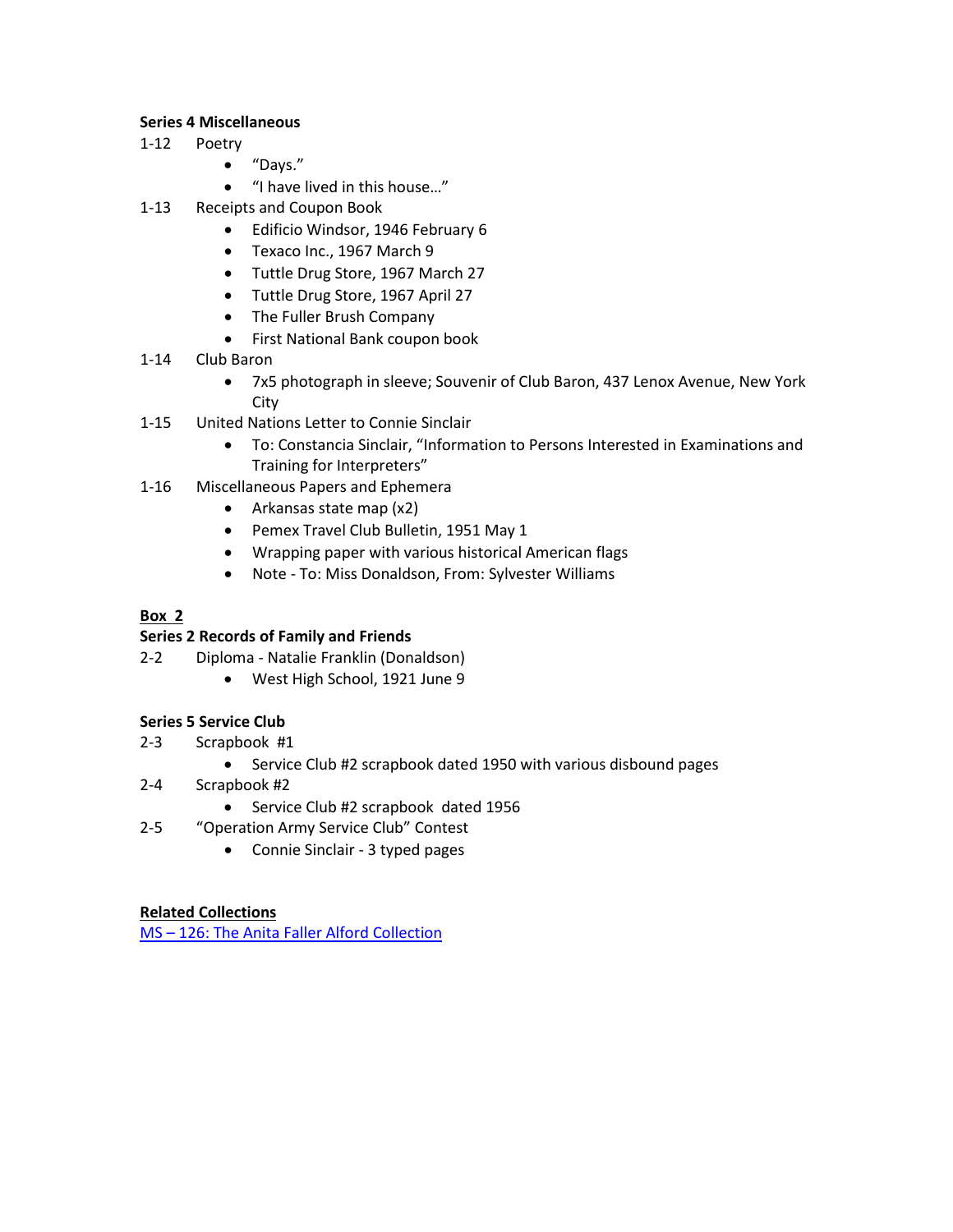**Series 4 Miscellaneous**

1-12 Poetry

- "Days."
- "I have lived in this house…"

1-13 Receipts and Coupon Book

- Edificio Windsor, 1946 February 6
- Texaco Inc., 1967 March 9
- Tuttle Drug Store, 1967 March 27
- Tuttle Drug Store, 1967 April 27
- The Fuller Brush Company
- First National Bank coupon book

1-14 Club Baron

- 7x5 photograph in sleeve; Souvenir of Club Baron, 437 Lenox Avenue, New York City

1-15 United Nations Letter to Connie Sinclair

- To: Constancia Sinclair, "Information to Persons Interested in Examinations and Training for Interpreters"

1-16 Miscellaneous Papers and Ephemera

- Arkansas state map (x2)
- Pemex Travel Club Bulletin, 1951 May 1
- Wrapping paper with various historical American flags
- Note - To: Miss Donaldson, From: Sylvester Williams

**Box 2**

**Series 2 Records of Family and Friends**

2-2 Diploma - Natalie Franklin (Donaldson)

- West High School, 1921 June 9

**Series 5 Service Club**

2-3 Scrapbook #1

- Service Club #2 scrapbook dated 1950 with various disbound pages

2-4 Scrapbook #2

- Service Club #2 scrapbook dated 1956

2-5 "Operation Army Service Club" Contest

- Connie Sinclair - 3 typed pages

**Related Collections**

MS – 126: The Anita Faller Alford Collection